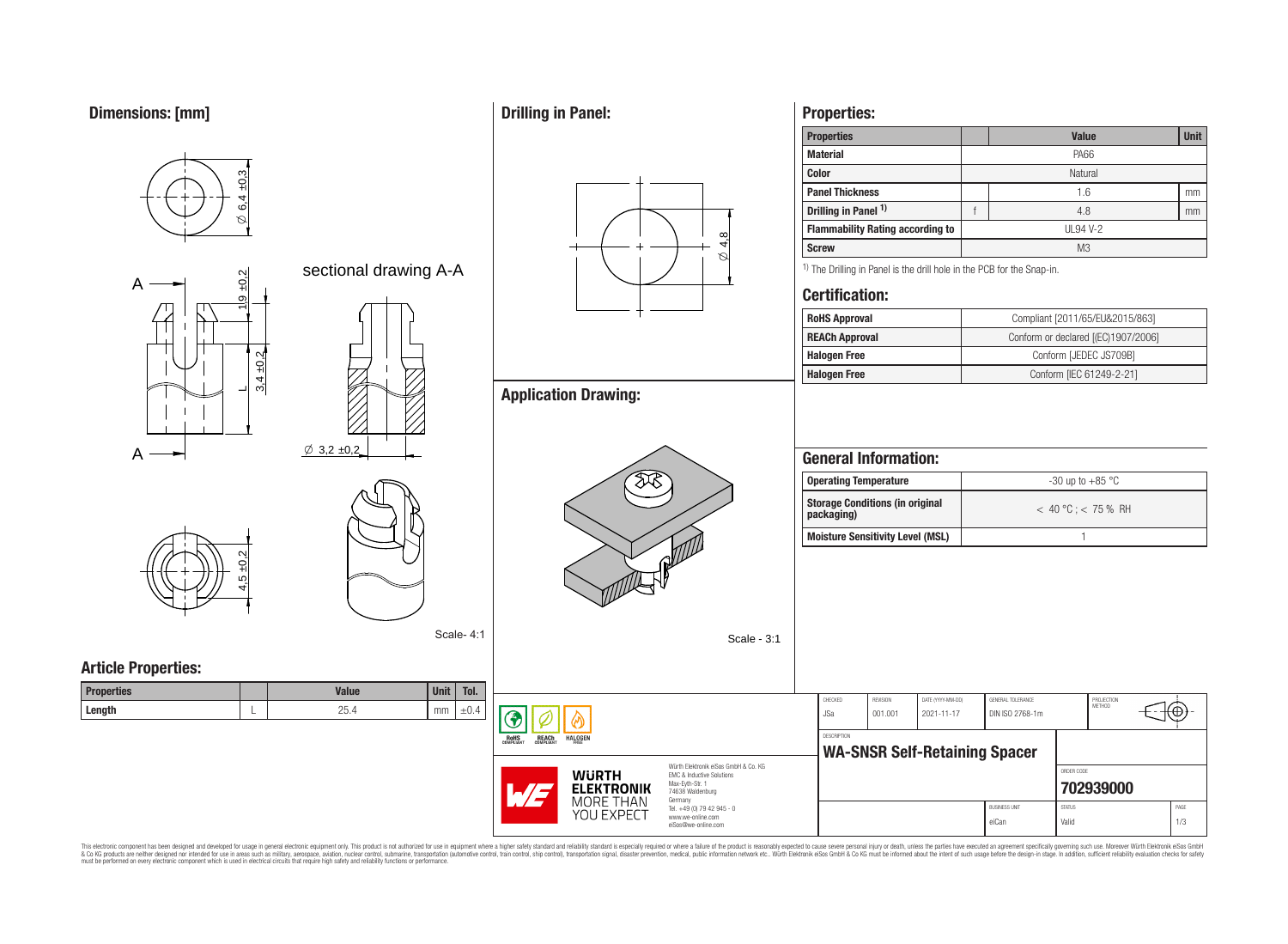## Dimensions: [mm]

sectional drawing A-A

Ø 6,4 ±0,3

1,9 ±0,2

3,4 ±0,2

L

Ø 3,2 ±0,2

4,5 ±0,2

A

Scale- 4:1

## Article Properties:

| Properties | | Value | Unit | Tol. |
|---|---|---|---|---|
| Length | L | 25.4 | mm | ±0.4 |

## Drilling in Panel:

Ø 4,8

## Application Drawing:

Scale - 3:1

## Properties:

| Properties | | Value | Unit |
|---|---|---|---|
| Material | | PA66 | |
| Color | | Natural | |
| Panel Thickness | | 1.6 | mm |
| Drilling in Panel [1] | f | 4.8 | mm |
| Flammability Rating according to | | UL94 V-2 | |
| Screw | | M3 | |

[1] The Drilling in Panel is the drill hole in the PCB for the Snap-in.

## Certification:

| | |
|---|---|
| RoHS Approval | Compliant [2011/65/EU&2015/863] |
| REACh Approval | Conform or declared [(EC)1907/2006] |
| Halogen Free | Conform [JEDEC JS709B] |
| Halogen Free | Conform [IEC 61249-2-21] |

## General Information:

| | |
|---|---|
| Operating Temperature | -30 up to +85 °C |
| Storage Conditions (in original packaging) | < 40 °C ; < 75 % RH |
| Moisture Sensitivity Level (MSL) | 1 |

| CHECKED | REVISION | DATE (YYYY-MM-DD) | GENERAL TOLERANCE | PROJECTION METHOD |
|---|---|---|---|---|
| JSa | 001.001 | 2021-11-17 | DIN ISO 2768-1m | |

DESCRIPTION

**WA-SNSR Self-Retaining Spacer**

ORDER CODE: **702939000**

BUSINESS UNIT: eiCan | STATUS: Valid | PAGE: 1/3

RoHS COMPLIANT · REACh COMPLIANT · HALOGEN FREE

WÜRTH ELEKTRONIK MORE THAN YOU EXPECT

Würth Elektronik eiSos GmbH & Co. KG
EMC & Inductive Solutions
Max-Eyth-Str. 1
74638 Waldenburg
Germany
Tel. +49 (0) 79 42 945 - 0
www.we-online.com
eiSos@we-online.com

This electronic component has been designed and developed for usage in general electronic equipment only. This product is not authorized for use in equipment where a higher safety standard and reliability standard is especially required or where a failure of the product is reasonably expected to cause severe personal injury or death, unless the parties have executed an agreement specifically governing such use. Moreover Würth Elektronik eiSos GmbH & Co KG products are neither designed nor intended for use in areas such as military, aerospace, aviation, nuclear control, submarine, transportation (automotive control, train control, ship control), transportation signal, disaster prevention, medical, public information network etc.. Würth Elektronik eiSos GmbH & Co KG must be informed about the intent of such usage before the design-in stage. In addition, sufficient reliability evaluation checks for safety must be performed on every electronic component which is used in electrical circuits that require high safety and reliability functions or performance.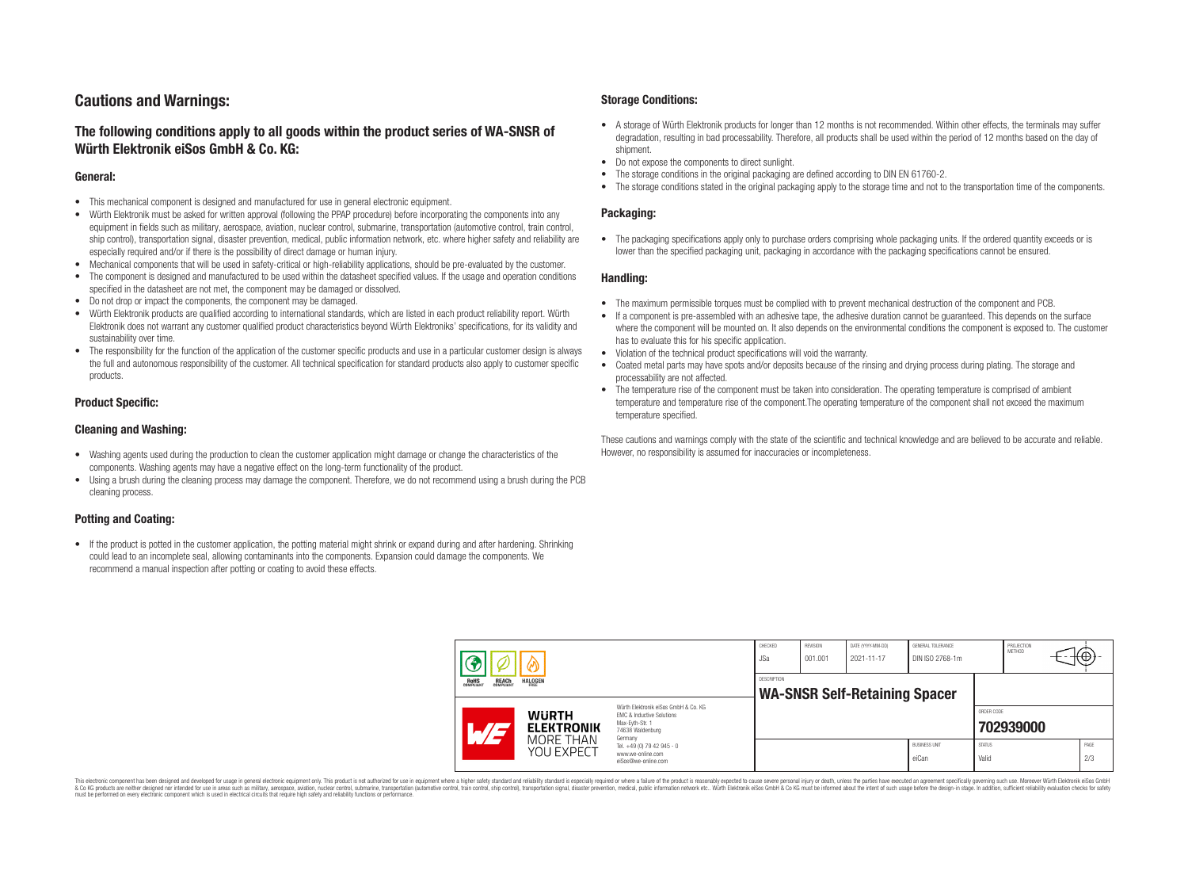# Cautions and Warnings:

## The following conditions apply to all goods within the product series of WA-SNSR of Würth Elektronik eiSos GmbH & Co. KG:

### General:

- This mechanical component is designed and manufactured for use in general electronic equipment.
- Würth Elektronik must be asked for written approval (following the PPAP procedure) before incorporating the components into any equipment in fields such as military, aerospace, aviation, nuclear control, submarine, transportation (automotive control, train control, ship control), transportation signal, disaster prevention, medical, public information network, etc. where higher safety and reliability are especially required and/or if there is the possibility of direct damage or human injury.
- Mechanical components that will be used in safety-critical or high-reliability applications, should be pre-evaluated by the customer.
- The component is designed and manufactured to be used within the datasheet specified values. If the usage and operation conditions specified in the datasheet are not met, the component may be damaged or dissolved.
- Do not drop or impact the components, the component may be damaged.
- Würth Elektronik products are qualified according to international standards, which are listed in each product reliability report. Würth Elektronik does not warrant any customer qualified product characteristics beyond Würth Elektroniks' specifications, for its validity and sustainability over time.
- The responsibility for the function of the application of the customer specific products and use in a particular customer design is always the full and autonomous responsibility of the customer. All technical specification for standard products also apply to customer specific products.

### Product Specific:

### Cleaning and Washing:

- Washing agents used during the production to clean the customer application might damage or change the characteristics of the components. Washing agents may have a negative effect on the long-term functionality of the product.
- Using a brush during the cleaning process may damage the component. Therefore, we do not recommend using a brush during the PCB cleaning process.

### Potting and Coating:

- If the product is potted in the customer application, the potting material might shrink or expand during and after hardening. Shrinking could lead to an incomplete seal, allowing contaminants into the components. Expansion could damage the components. We recommend a manual inspection after potting or coating to avoid these effects.

### Storage Conditions:

- A storage of Würth Elektronik products for longer than 12 months is not recommended. Within other effects, the terminals may suffer degradation, resulting in bad processability. Therefore, all products shall be used within the period of 12 months based on the day of shipment.
- Do not expose the components to direct sunlight.
- The storage conditions in the original packaging are defined according to DIN EN 61760-2.
- The storage conditions stated in the original packaging apply to the storage time and not to the transportation time of the components.

### Packaging:

- The packaging specifications apply only to purchase orders comprising whole packaging units. If the ordered quantity exceeds or is lower than the specified packaging unit, packaging in accordance with the packaging specifications cannot be ensured.

### Handling:

- The maximum permissible torques must be complied with to prevent mechanical destruction of the component and PCB.
- If a component is pre-assembled with an adhesive tape, the adhesive duration cannot be guaranteed. This depends on the surface where the component will be mounted on. It also depends on the environmental conditions the component is exposed to. The customer has to evaluate this for his specific application.
- Violation of the technical product specifications will void the warranty.
- Coated metal parts may have spots and/or deposits because of the rinsing and drying process during plating. The storage and processability are not affected.
- The temperature rise of the component must be taken into consideration. The operating temperature is comprised of ambient temperature and temperature rise of the component.The operating temperature of the component shall not exceed the maximum temperature specified.

These cautions and warnings comply with the state of the scientific and technical knowledge and are believed to be accurate and reliable. However, no responsibility is assumed for inaccuracies or incompleteness.

| CHECKED | REVISION | DATE (YYYY-MM-DD) | GENERAL TOLERANCE | PROJECTION METHOD |
|---|---|---|---|---|
| JSa | 001.001 | 2021-11-17 | DIN ISO 2768-1m | |

DESCRIPTION: **WA-SNSR Self-Retaining Spacer**

ORDER CODE: **702939000**

| BUSINESS UNIT | STATUS | PAGE |
|---|---|---|
| eiCan | Valid | 2/3 |

Würth Elektronik eiSos GmbH & Co. KG
EMC & Inductive Solutions
Max-Eyth-Str. 1
74638 Waldenburg
Germany
Tel. +49 (0) 79 42 945 - 0
www.we-online.com
eiSos@we-online.com

This electronic component has been designed and developed for usage in general electronic equipment only. This product is not authorized for use in equipment where a higher safety standard and reliability standard is especially required or where a failure of the product is reasonably expected to cause severe personal injury or death, unless the parties have executed an agreement specifically governing such use. Moreover Würth Elektronik eiSos GmbH & Co KG products are neither designed nor intended for use in areas such as military, aerospace, aviation, nuclear control, submarine, transportation (automotive control, train control, ship control), transportation signal, disaster prevention, medical, public information network etc.. Würth Elektronik eiSos GmbH & Co KG must be informed about the intent of such usage before the design-in stage. In addition, sufficient reliability evaluation checks for safety must be performed on every electronic component which is used in electrical circuits that require high safety and reliability functions or performance.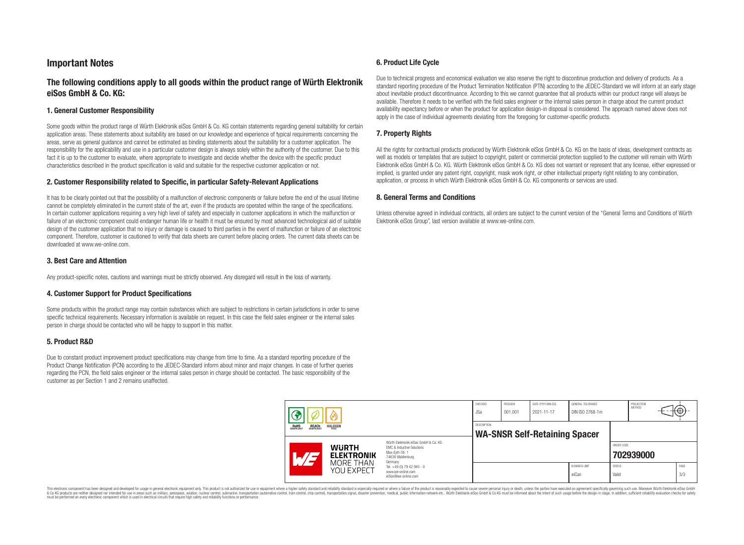# Important Notes

## The following conditions apply to all goods within the product range of Würth Elektronik eiSos GmbH & Co. KG:

### 1. General Customer Responsibility

Some goods within the product range of Würth Elektronik eiSos GmbH & Co. KG contain statements regarding general suitability for certain application areas. These statements about suitability are based on our knowledge and experience of typical requirements concerning the areas, serve as general guidance and cannot be estimated as binding statements about the suitability for a customer application. The responsibility for the applicability and use in a particular customer design is always solely within the authority of the customer. Due to this fact it is up to the customer to evaluate, where appropriate to investigate and decide whether the device with the specific product characteristics described in the product specification is valid and suitable for the respective customer application or not.

### 2. Customer Responsibility related to Specific, in particular Safety-Relevant Applications

It has to be clearly pointed out that the possibility of a malfunction of electronic components or failure before the end of the usual lifetime cannot be completely eliminated in the current state of the art, even if the products are operated within the range of the specifications. In certain customer applications requiring a very high level of safety and especially in customer applications in which the malfunction or failure of an electronic component could endanger human life or health it must be ensured by most advanced technological aid of suitable design of the customer application that no injury or damage is caused to third parties in the event of malfunction or failure of an electronic component. Therefore, customer is cautioned to verify that data sheets are current before placing orders. The current data sheets can be downloaded at www.we-online.com.

### 3. Best Care and Attention

Any product-specific notes, cautions and warnings must be strictly observed. Any disregard will result in the loss of warranty.

### 4. Customer Support for Product Specifications

Some products within the product range may contain substances which are subject to restrictions in certain jurisdictions in order to serve specific technical requirements. Necessary information is available on request. In this case the field sales engineer or the internal sales person in charge should be contacted who will be happy to support in this matter.

### 5. Product R&D

Due to constant product improvement product specifications may change from time to time. As a standard reporting procedure of the Product Change Notification (PCN) according to the JEDEC-Standard inform about minor and major changes. In case of further queries regarding the PCN, the field sales engineer or the internal sales person in charge should be contacted. The basic responsibility of the customer as per Section 1 and 2 remains unaffected.

### 6. Product Life Cycle

Due to technical progress and economical evaluation we also reserve the right to discontinue production and delivery of products. As a standard reporting procedure of the Product Termination Notification (PTN) according to the JEDEC-Standard we will inform at an early stage about inevitable product discontinuance. According to this we cannot guarantee that all products within our product range will always be available. Therefore it needs to be verified with the field sales engineer or the internal sales person in charge about the current product availability expectancy before or when the product for application design-in disposal is considered. The approach named above does not apply in the case of individual agreements deviating from the foregoing for customer-specific products.

### 7. Property Rights

All the rights for contractual products produced by Würth Elektronik eiSos GmbH & Co. KG on the basis of ideas, development contracts as well as models or templates that are subject to copyright, patent or commercial protection supplied to the customer will remain with Würth Elektronik eiSos GmbH & Co. KG. Würth Elektronik eiSos GmbH & Co. KG does not warrant or represent that any license, either expressed or implied, is granted under any patent right, copyright, mask work right, or other intellectual property right relating to any combination, application, or process in which Würth Elektronik eiSos GmbH & Co. KG components or services are used.

### 8. General Terms and Conditions

Unless otherwise agreed in individual contracts, all orders are subject to the current version of the "General Terms and Conditions of Würth Elektronik eiSos Group", last version available at www.we-online.com.

| CHECKED | REVISION | DATE (YYYY-MM-DD) | GENERAL TOLERANCE | PROJECTION METHOD |
|---|---|---|---|---|
| JSa | 001.001 | 2021-11-17 | DIN ISO 2768-1m | |

DESCRIPTION: **WA-SNSR Self-Retaining Spacer**

ORDER CODE: **702939000**

| BUSINESS UNIT | STATUS | PAGE |
|---|---|---|
| eiCan | Valid | 3/3 |

Würth Elektronik eiSos GmbH & Co. KG
EMC & Inductive Solutions
Max-Eyth-Str. 1
74638 Waldenburg
Germany
Tel. +49 (0) 79 42 945 - 0
www.we-online.com
eiSos@we-online.com

This electronic component has been designed and developed for usage in general electronic equipment only. This product is not authorized for use in equipment where a higher safety standard and reliability standard is especially required or where a failure of the product is reasonably expected to cause severe personal injury or death, unless the parties have executed an agreement specifically governing such use. Moreover Würth Elektronik eiSos GmbH & Co KG products are neither designed nor intended for use in areas such as military, aerospace, aviation, nuclear control, submarine, transportation (automotive control, train control, ship control), transportation signal, disaster prevention, medical, public information network etc.. Würth Elektronik eiSos GmbH & Co KG must be informed about the intent of such usage before the design-in stage. In addition, sufficient reliability evaluation checks for safety must be performed on every electronic component which is used in electrical circuits that require high safety and reliability functions or performance.